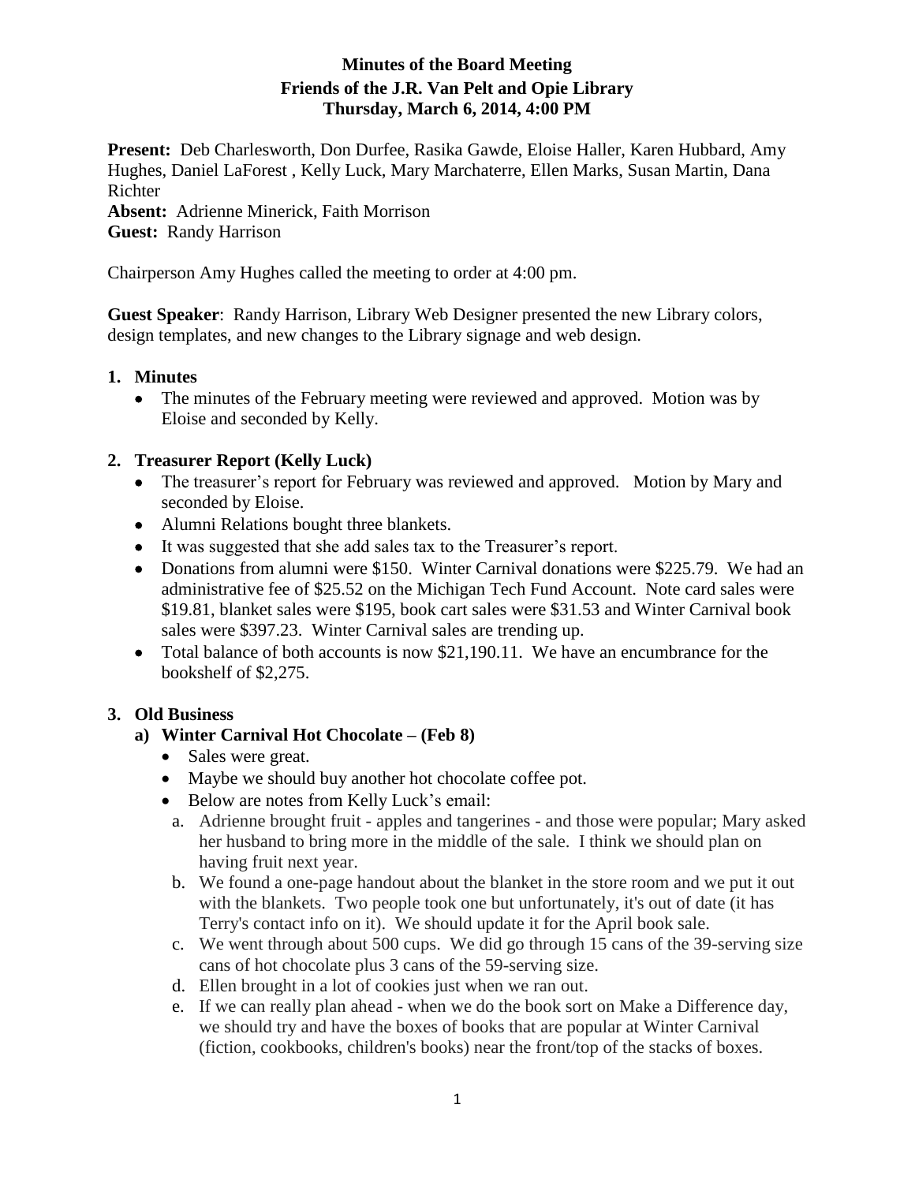**Minutes of the Board Meeting**
**Friends of the J.R. Van Pelt and Opie Library**
**Thursday, March 6, 2014, 4:00 PM**

**Present:** Deb Charlesworth, Don Durfee, Rasika Gawde, Eloise Haller, Karen Hubbard, Amy Hughes, Daniel LaForest , Kelly Luck, Mary Marchaterre, Ellen Marks, Susan Martin, Dana Richter
**Absent:** Adrienne Minerick, Faith Morrison
**Guest:** Randy Harrison

Chairperson Amy Hughes called the meeting to order at 4:00 pm.

**Guest Speaker**: Randy Harrison, Library Web Designer presented the new Library colors, design templates, and new changes to the Library signage and web design.

**1. Minutes**

- The minutes of the February meeting were reviewed and approved. Motion was by Eloise and seconded by Kelly.

**2. Treasurer Report (Kelly Luck)**

- The treasurer's report for February was reviewed and approved. Motion by Mary and seconded by Eloise.
- Alumni Relations bought three blankets.
- It was suggested that she add sales tax to the Treasurer's report.
- Donations from alumni were $150. Winter Carnival donations were $225.79. We had an administrative fee of $25.52 on the Michigan Tech Fund Account. Note card sales were $19.81, blanket sales were $195, book cart sales were $31.53 and Winter Carnival book sales were $397.23. Winter Carnival sales are trending up.
- Total balance of both accounts is now $21,190.11. We have an encumbrance for the bookshelf of $2,275.

**3. Old Business**

**a) Winter Carnival Hot Chocolate – (Feb 8)**

- Sales were great.
- Maybe we should buy another hot chocolate coffee pot.
- Below are notes from Kelly Luck's email:
  a. Adrienne brought fruit - apples and tangerines - and those were popular; Mary asked her husband to bring more in the middle of the sale. I think we should plan on having fruit next year.
  b. We found a one-page handout about the blanket in the store room and we put it out with the blankets. Two people took one but unfortunately, it's out of date (it has Terry's contact info on it). We should update it for the April book sale.
  c. We went through about 500 cups. We did go through 15 cans of the 39-serving size cans of hot chocolate plus 3 cans of the 59-serving size.
  d. Ellen brought in a lot of cookies just when we ran out.
  e. If we can really plan ahead - when we do the book sort on Make a Difference day, we should try and have the boxes of books that are popular at Winter Carnival (fiction, cookbooks, children's books) near the front/top of the stacks of boxes.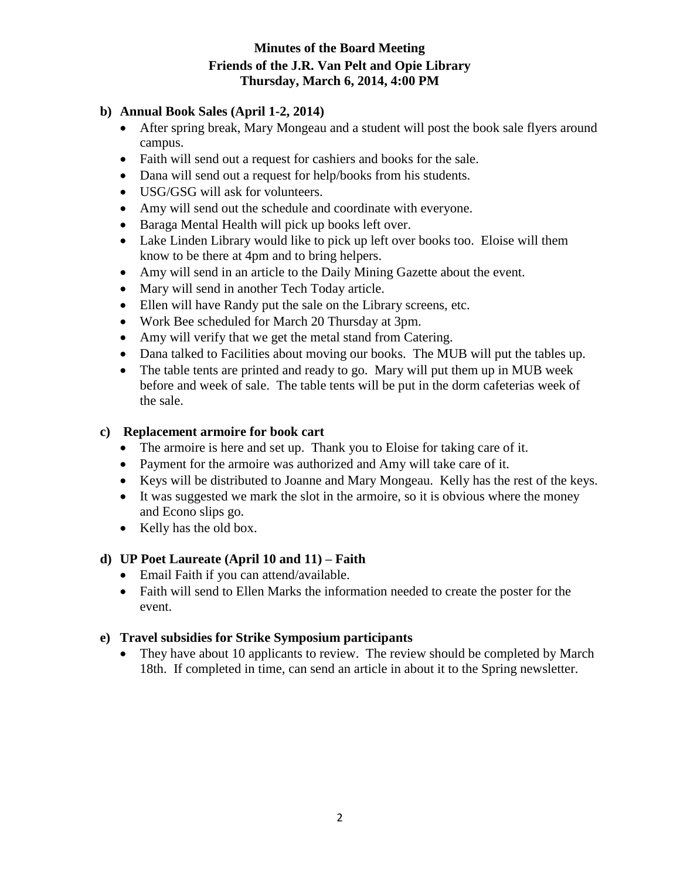**Minutes of the Board Meeting**
**Friends of the J.R. Van Pelt and Opie Library**
**Thursday, March 6, 2014, 4:00 PM**

**b) Annual Book Sales (April 1-2, 2014)**

- After spring break, Mary Mongeau and a student will post the book sale flyers around campus.
- Faith will send out a request for cashiers and books for the sale.
- Dana will send out a request for help/books from his students.
- USG/GSG will ask for volunteers.
- Amy will send out the schedule and coordinate with everyone.
- Baraga Mental Health will pick up books left over.
- Lake Linden Library would like to pick up left over books too. Eloise will them know to be there at 4pm and to bring helpers.
- Amy will send in an article to the Daily Mining Gazette about the event.
- Mary will send in another Tech Today article.
- Ellen will have Randy put the sale on the Library screens, etc.
- Work Bee scheduled for March 20 Thursday at 3pm.
- Amy will verify that we get the metal stand from Catering.
- Dana talked to Facilities about moving our books. The MUB will put the tables up.
- The table tents are printed and ready to go. Mary will put them up in MUB week before and week of sale. The table tents will be put in the dorm cafeterias week of the sale.

**c) Replacement armoire for book cart**

- The armoire is here and set up. Thank you to Eloise for taking care of it.
- Payment for the armoire was authorized and Amy will take care of it.
- Keys will be distributed to Joanne and Mary Mongeau. Kelly has the rest of the keys.
- It was suggested we mark the slot in the armoire, so it is obvious where the money and Econo slips go.
- Kelly has the old box.

**d) UP Poet Laureate (April 10 and 11) – Faith**

- Email Faith if you can attend/available.
- Faith will send to Ellen Marks the information needed to create the poster for the event.

**e) Travel subsidies for Strike Symposium participants**

- They have about 10 applicants to review. The review should be completed by March 18th. If completed in time, can send an article in about it to the Spring newsletter.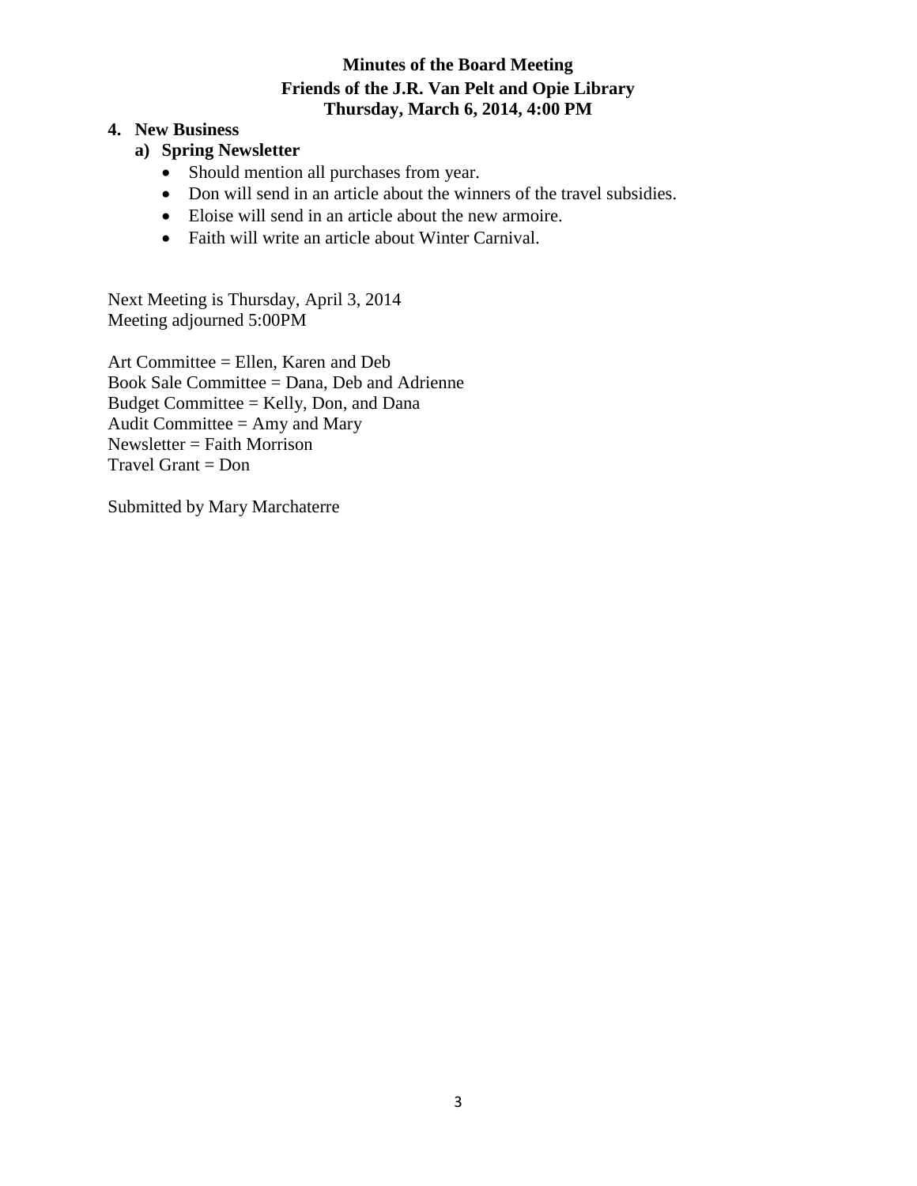**Minutes of the Board Meeting**
**Friends of the J.R. Van Pelt and Opie Library**
**Thursday, March 6, 2014, 4:00 PM**

**4. New Business**

**a) Spring Newsletter**

- Should mention all purchases from year.
- Don will send in an article about the winners of the travel subsidies.
- Eloise will send in an article about the new armoire.
- Faith will write an article about Winter Carnival.

Next Meeting is Thursday, April 3, 2014
Meeting adjourned 5:00PM

Art Committee = Ellen, Karen and Deb
Book Sale Committee = Dana, Deb and Adrienne
Budget Committee = Kelly, Don, and Dana
Audit Committee = Amy and Mary
Newsletter = Faith Morrison
Travel Grant = Don

Submitted by Mary Marchaterre